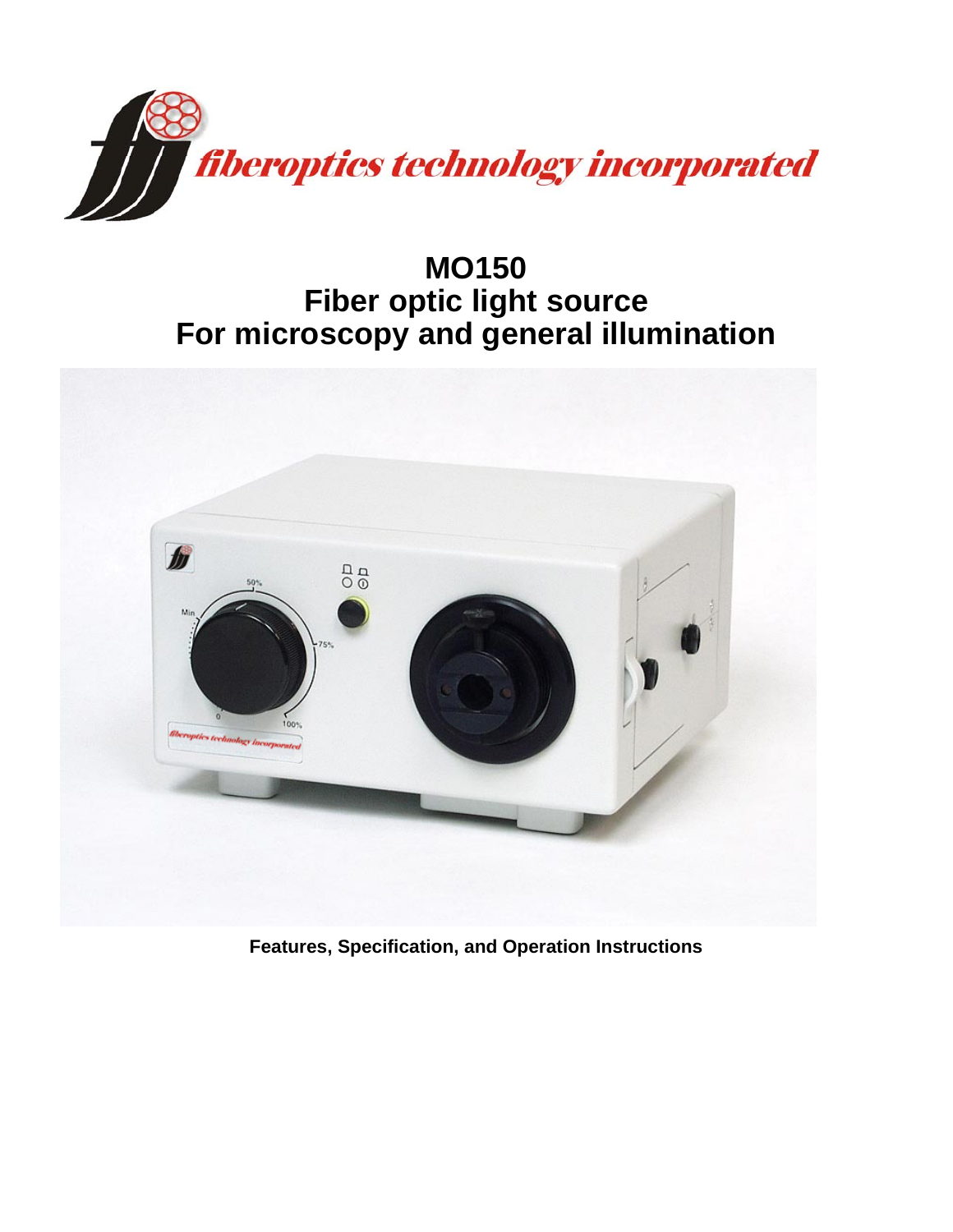*fiberoptics technology incorporated*

# MO150
# Fiber optic light source
# For microscopy and general illumination

**Features, Specification, and Operation Instructions**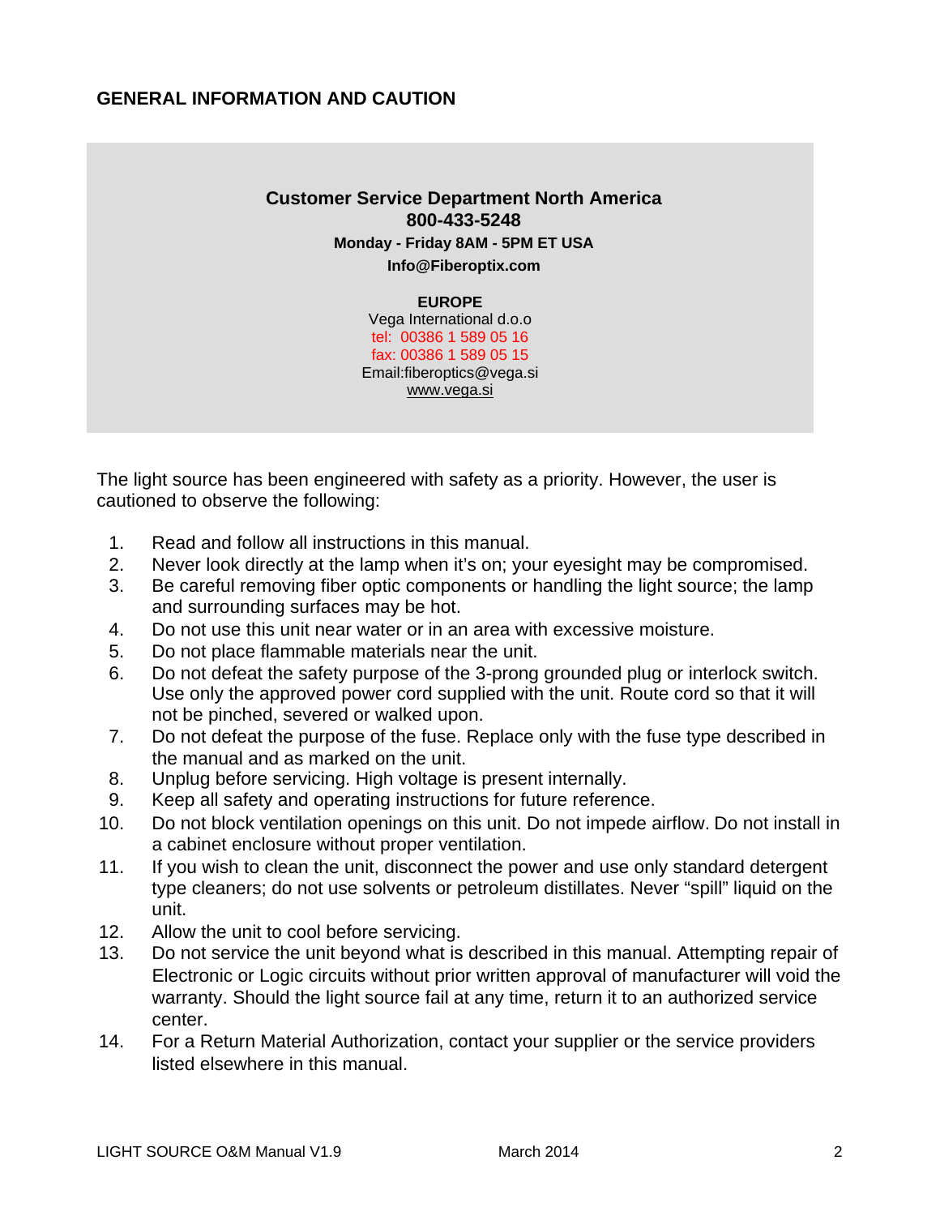## GENERAL INFORMATION AND CAUTION

**Customer Service Department North America**
**800-433-5248**
**Monday - Friday 8AM - 5PM ET USA**
**Info@Fiberoptix.com**

**EUROPE**
Vega International d.o.o
tel: 00386 1 589 05 16
fax: 00386 1 589 05 15
Email:fiberoptics@vega.si
www.vega.si

The light source has been engineered with safety as a priority. However, the user is cautioned to observe the following:

1. Read and follow all instructions in this manual.
2. Never look directly at the lamp when it's on; your eyesight may be compromised.
3. Be careful removing fiber optic components or handling the light source; the lamp and surrounding surfaces may be hot.
4. Do not use this unit near water or in an area with excessive moisture.
5. Do not place flammable materials near the unit.
6. Do not defeat the safety purpose of the 3-prong grounded plug or interlock switch. Use only the approved power cord supplied with the unit. Route cord so that it will not be pinched, severed or walked upon.
7. Do not defeat the purpose of the fuse. Replace only with the fuse type described in the manual and as marked on the unit.
8. Unplug before servicing. High voltage is present internally.
9. Keep all safety and operating instructions for future reference.
10. Do not block ventilation openings on this unit. Do not impede airflow. Do not install in a cabinet enclosure without proper ventilation.
11. If you wish to clean the unit, disconnect the power and use only standard detergent type cleaners; do not use solvents or petroleum distillates. Never "spill" liquid on the unit.
12. Allow the unit to cool before servicing.
13. Do not service the unit beyond what is described in this manual. Attempting repair of Electronic or Logic circuits without prior written approval of manufacturer will void the warranty. Should the light source fail at any time, return it to an authorized service center.
14. For a Return Material Authorization, contact your supplier or the service providers listed elsewhere in this manual.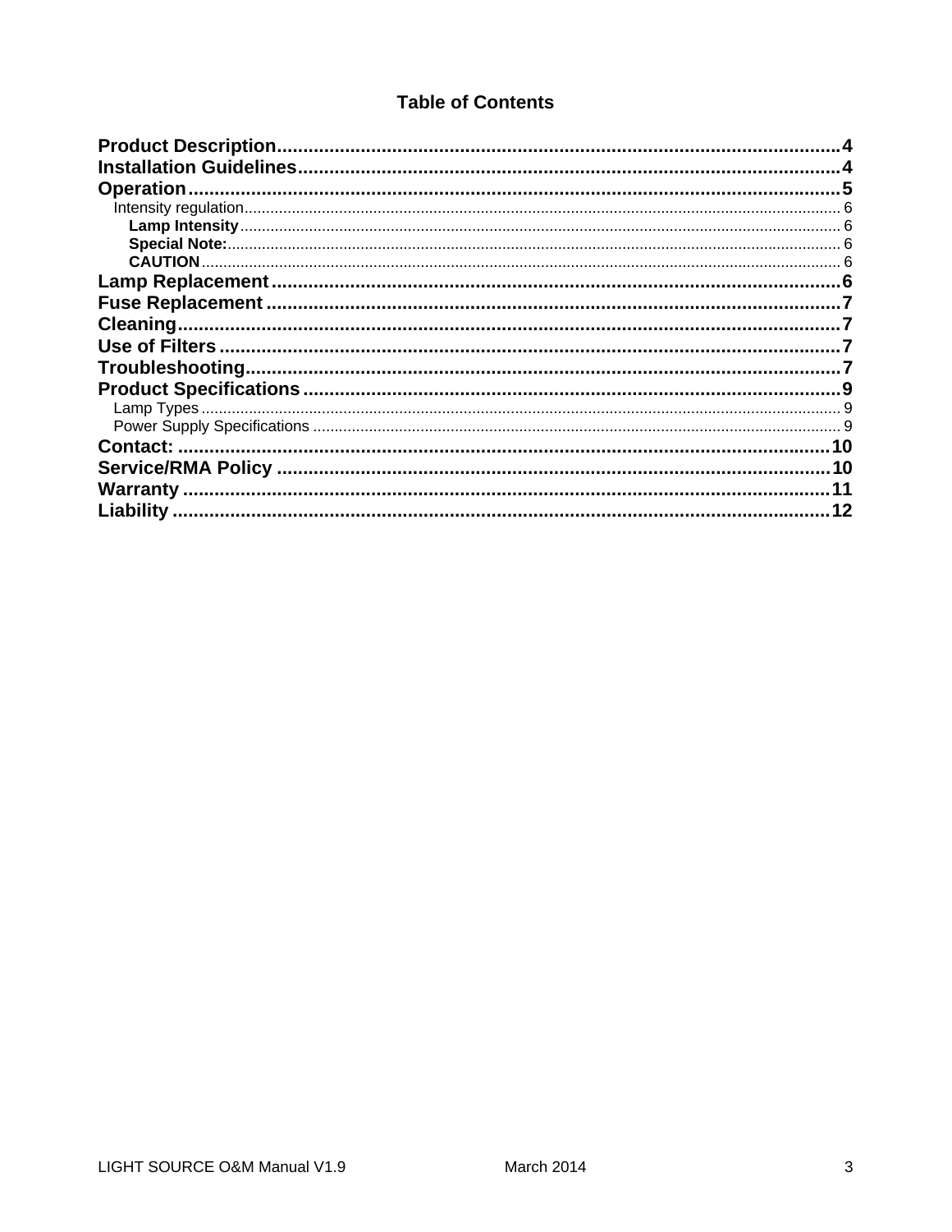## Table of Contents

**Product Description**........................................................................................................4
**Installation Guidelines**......................................................................................................4
**Operation**.........................................................................................................................5
- Intensity regulation.......................................................................................................6
  - **Lamp Intensity**.........................................................................................................6
  - **Special Note:**............................................................................................................6
  - **CAUTION**.................................................................................................................6

**Lamp Replacement**..........................................................................................................6
**Fuse Replacement**...........................................................................................................7
**Cleaning**..........................................................................................................................7
**Use of Filters**....................................................................................................................7
**Troubleshooting**...............................................................................................................7
**Product Specifications**.....................................................................................................9
- Lamp Types.....................................................................................................................9
- Power Supply Specifications..........................................................................................9

**Contact:**..........................................................................................................................10
**Service/RMA Policy**........................................................................................................10
**Warranty**.........................................................................................................................11
**Liability**...........................................................................................................................12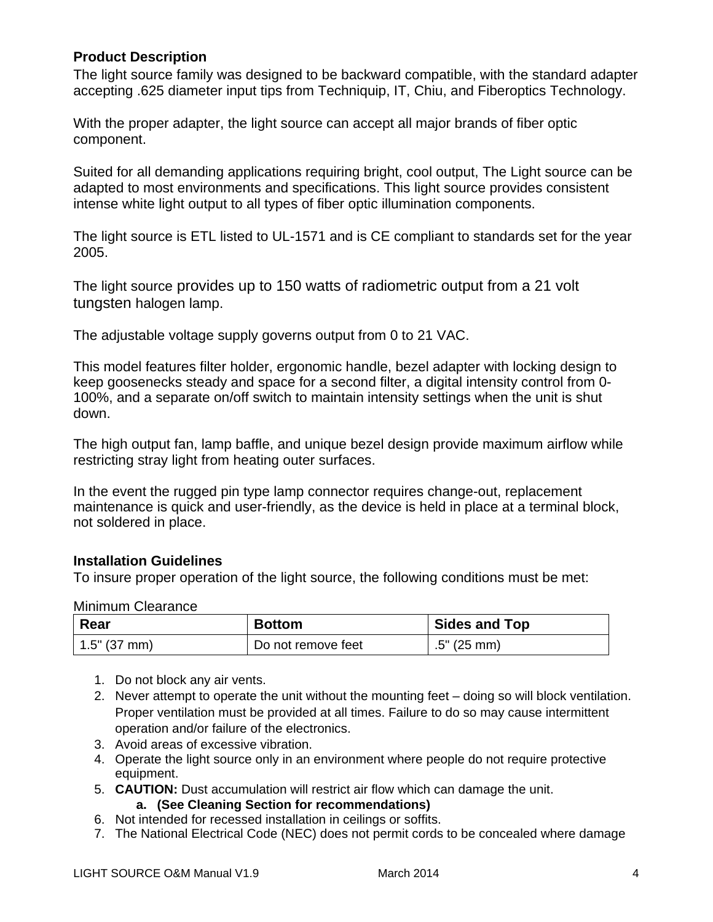### Product Description

The light source family was designed to be backward compatible, with the standard adapter accepting .625 diameter input tips from Techniquip, IT, Chiu, and Fiberoptics Technology.

With the proper adapter, the light source can accept all major brands of fiber optic component.

Suited for all demanding applications requiring bright, cool output, The Light source can be adapted to most environments and specifications. This light source provides consistent intense white light output to all types of fiber optic illumination components.

The light source is ETL listed to UL-1571 and is CE compliant to standards set for the year 2005.

The light source provides up to 150 watts of radiometric output from a 21 volt tungsten halogen lamp.

The adjustable voltage supply governs output from 0 to 21 VAC.

This model features filter holder, ergonomic handle, bezel adapter with locking design to keep goosenecks steady and space for a second filter, a digital intensity control from 0-100%, and a separate on/off switch to maintain intensity settings when the unit is shut down.

The high output fan, lamp baffle, and unique bezel design provide maximum airflow while restricting stray light from heating outer surfaces.

In the event the rugged pin type lamp connector requires change-out, replacement maintenance is quick and user-friendly, as the device is held in place at a terminal block, not soldered in place.

### Installation Guidelines

To insure proper operation of the light source, the following conditions must be met:

Minimum Clearance

| Rear | Bottom | Sides and Top |
|---|---|---|
| 1.5" (37 mm) | Do not remove feet | .5" (25 mm) |

1. Do not block any air vents.
2. Never attempt to operate the unit without the mounting feet – doing so will block ventilation. Proper ventilation must be provided at all times. Failure to do so may cause intermittent operation and/or failure of the electronics.
3. Avoid areas of excessive vibration.
4. Operate the light source only in an environment where people do not require protective equipment.
5. **CAUTION:** Dust accumulation will restrict air flow which can damage the unit.
   a. **(See Cleaning Section for recommendations)**
6. Not intended for recessed installation in ceilings or soffits.
7. The National Electrical Code (NEC) does not permit cords to be concealed where damage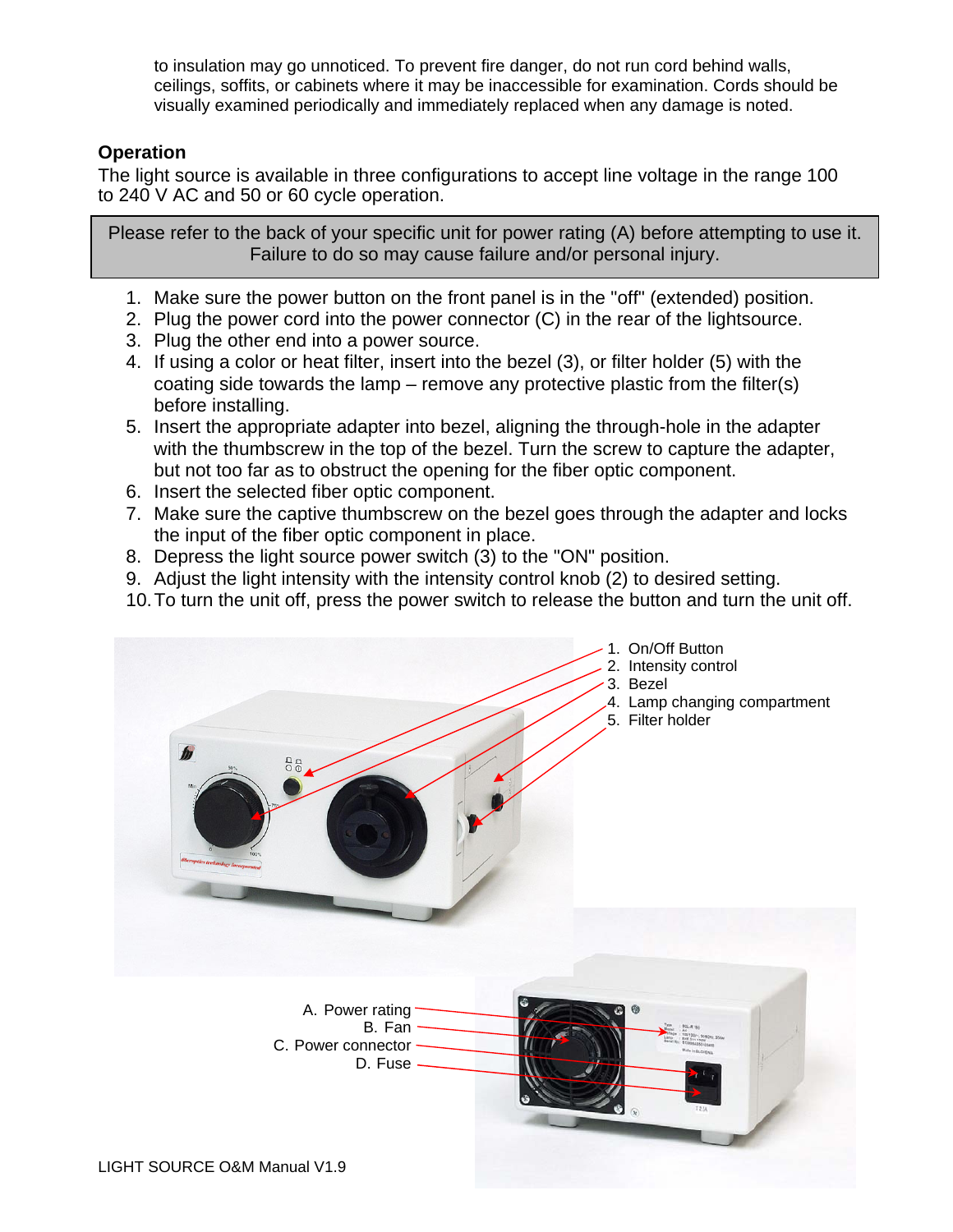to insulation may go unnoticed. To prevent fire danger, do not run cord behind walls, ceilings, soffits, or cabinets where it may be inaccessible for examination. Cords should be visually examined periodically and immediately replaced when any damage is noted.

## Operation

The light source is available in three configurations to accept line voltage in the range 100 to 240 V AC and 50 or 60 cycle operation.

> Please refer to the back of your specific unit for power rating (A) before attempting to use it. Failure to do so may cause failure and/or personal injury.

1. Make sure the power button on the front panel is in the "off" (extended) position.
2. Plug the power cord into the power connector (C) in the rear of the lightsource.
3. Plug the other end into a power source.
4. If using a color or heat filter, insert into the bezel (3), or filter holder (5) with the coating side towards the lamp – remove any protective plastic from the filter(s) before installing.
5. Insert the appropriate adapter into bezel, aligning the through-hole in the adapter with the thumbscrew in the top of the bezel. Turn the screw to capture the adapter, but not too far as to obstruct the opening for the fiber optic component.
6. Insert the selected fiber optic component.
7. Make sure the captive thumbscrew on the bezel goes through the adapter and locks the input of the fiber optic component in place.
8. Depress the light source power switch (3) to the "ON" position.
9. Adjust the light intensity with the intensity control knob (2) to desired setting.
10. To turn the unit off, press the power switch to release the button and turn the unit off.

1. On/Off Button
2. Intensity control
3. Bezel
4. Lamp changing compartment
5. Filter holder

A. Power rating
B. Fan
C. Power connector
D. Fuse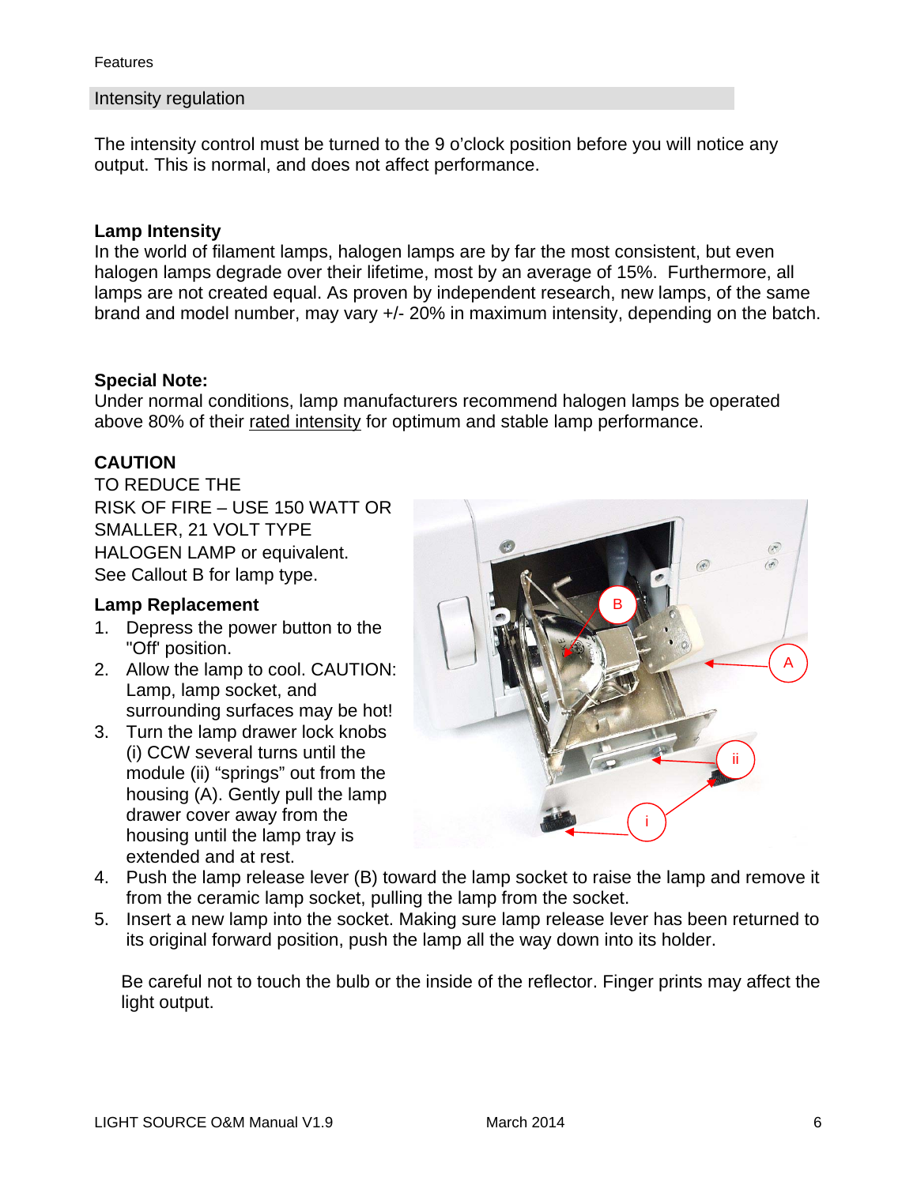Features

## Intensity regulation

The intensity control must be turned to the 9 o'clock position before you will notice any output. This is normal, and does not affect performance.

### Lamp Intensity

In the world of filament lamps, halogen lamps are by far the most consistent, but even halogen lamps degrade over their lifetime, most by an average of 15%. Furthermore, all lamps are not created equal. As proven by independent research, new lamps, of the same brand and model number, may vary +/- 20% in maximum intensity, depending on the batch.

### Special Note:

Under normal conditions, lamp manufacturers recommend halogen lamps be operated above 80% of their rated intensity for optimum and stable lamp performance.

### CAUTION

TO REDUCE THE RISK OF FIRE – USE 150 WATT OR SMALLER, 21 VOLT TYPE HALOGEN LAMP or equivalent. See Callout B for lamp type.

### Lamp Replacement

1. Depress the power button to the "Off' position.
2. Allow the lamp to cool. CAUTION: Lamp, lamp socket, and surrounding surfaces may be hot!
3. Turn the lamp drawer lock knobs (i) CCW several turns until the module (ii) "springs" out from the housing (A). Gently pull the lamp drawer cover away from the housing until the lamp tray is extended and at rest.
4. Push the lamp release lever (B) toward the lamp socket to raise the lamp and remove it from the ceramic lamp socket, pulling the lamp from the socket.
5. Insert a new lamp into the socket. Making sure lamp release lever has been returned to its original forward position, push the lamp all the way down into its holder.

Be careful not to touch the bulb or the inside of the reflector. Finger prints may affect the light output.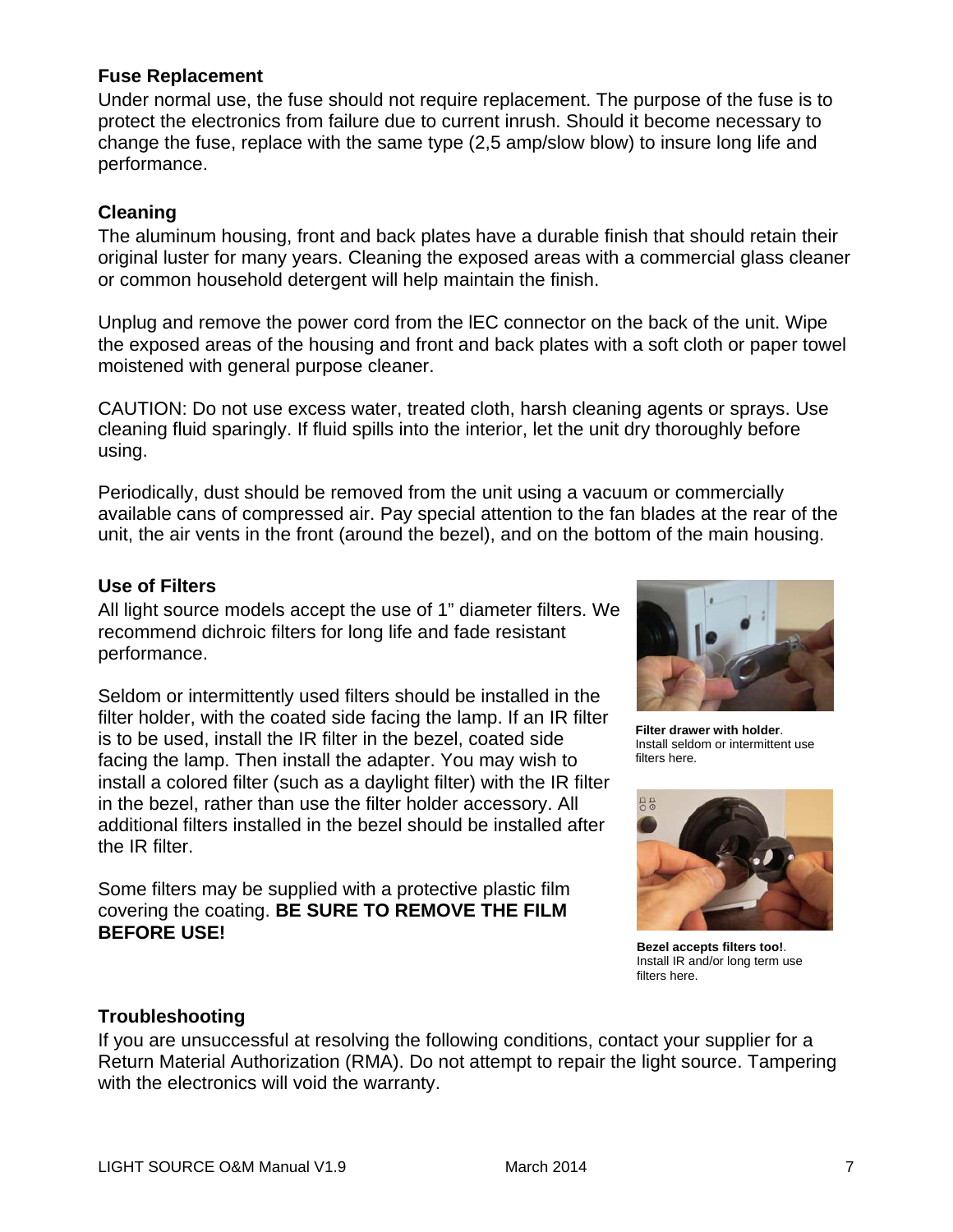## Fuse Replacement

Under normal use, the fuse should not require replacement. The purpose of the fuse is to protect the electronics from failure due to current inrush. Should it become necessary to change the fuse, replace with the same type (2,5 amp/slow blow) to insure long life and performance.

## Cleaning

The aluminum housing, front and back plates have a durable finish that should retain their original luster for many years. Cleaning the exposed areas with a commercial glass cleaner or common household detergent will help maintain the finish.

Unplug and remove the power cord from the IEC connector on the back of the unit. Wipe the exposed areas of the housing and front and back plates with a soft cloth or paper towel moistened with general purpose cleaner.

CAUTION: Do not use excess water, treated cloth, harsh cleaning agents or sprays. Use cleaning fluid sparingly. If fluid spills into the interior, let the unit dry thoroughly before using.

Periodically, dust should be removed from the unit using a vacuum or commercially available cans of compressed air. Pay special attention to the fan blades at the rear of the unit, the air vents in the front (around the bezel), and on the bottom of the main housing.

## Use of Filters

All light source models accept the use of 1" diameter filters. We recommend dichroic filters for long life and fade resistant performance.

Seldom or intermittently used filters should be installed in the filter holder, with the coated side facing the lamp. If an IR filter is to be used, install the IR filter in the bezel, coated side facing the lamp. Then install the adapter. You may wish to install a colored filter (such as a daylight filter) with the IR filter in the bezel, rather than use the filter holder accessory. All additional filters installed in the bezel should be installed after the IR filter.

Some filters may be supplied with a protective plastic film covering the coating. **BE SURE TO REMOVE THE FILM BEFORE USE!**

**Filter drawer with holder**. Install seldom or intermittent use filters here.

**Bezel accepts filters too!**. Install IR and/or long term use filters here.

## Troubleshooting

If you are unsuccessful at resolving the following conditions, contact your supplier for a Return Material Authorization (RMA). Do not attempt to repair the light source. Tampering with the electronics will void the warranty.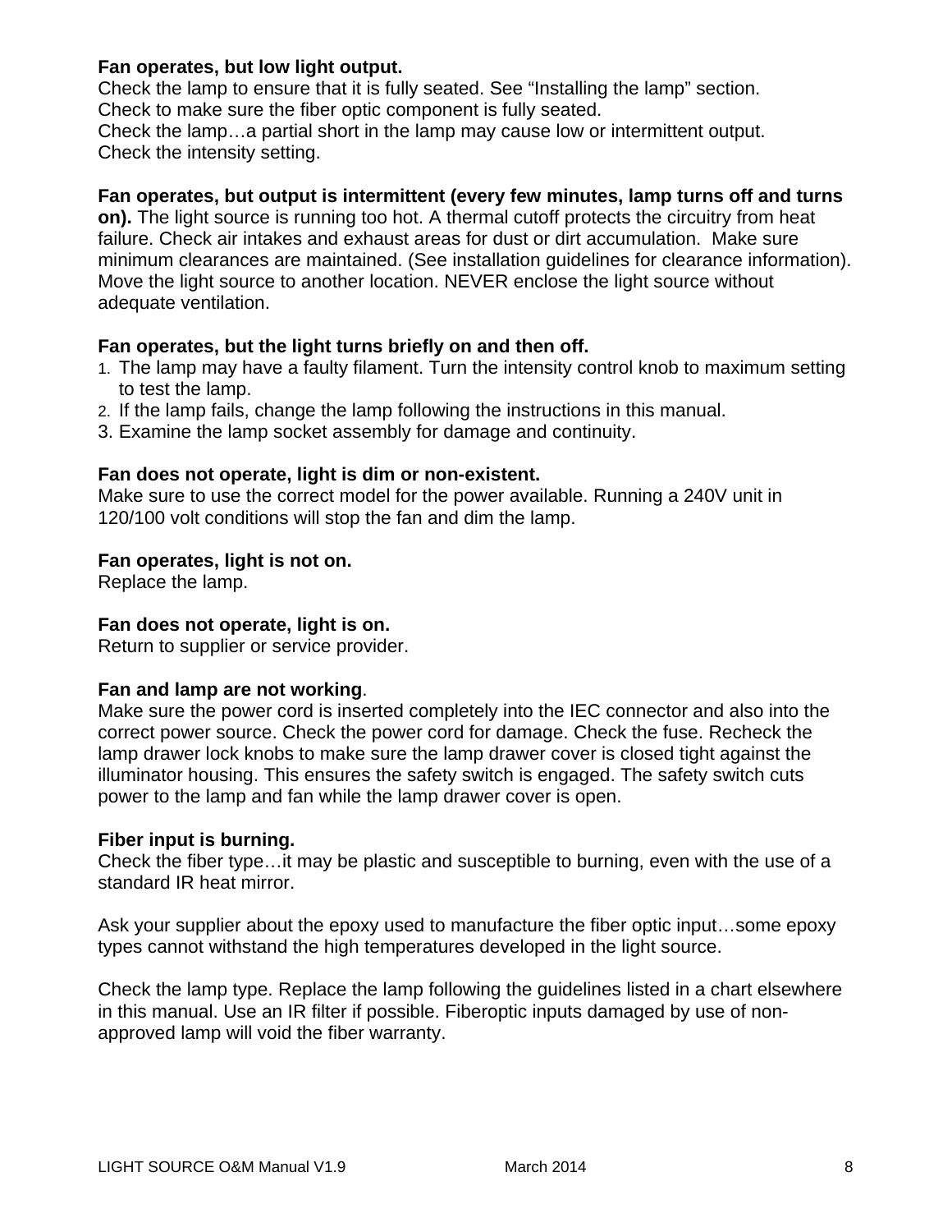**Fan operates, but low light output.**
Check the lamp to ensure that it is fully seated. See "Installing the lamp" section.
Check to make sure the fiber optic component is fully seated.
Check the lamp…a partial short in the lamp may cause low or intermittent output.
Check the intensity setting.

**Fan operates, but output is intermittent (every few minutes, lamp turns off and turns on).** The light source is running too hot. A thermal cutoff protects the circuitry from heat failure. Check air intakes and exhaust areas for dust or dirt accumulation. Make sure minimum clearances are maintained. (See installation guidelines for clearance information). Move the light source to another location. NEVER enclose the light source without adequate ventilation.

**Fan operates, but the light turns briefly on and then off.**

1. The lamp may have a faulty filament. Turn the intensity control knob to maximum setting to test the lamp.
2. If the lamp fails, change the lamp following the instructions in this manual.
3. Examine the lamp socket assembly for damage and continuity.

**Fan does not operate, light is dim or non-existent.**
Make sure to use the correct model for the power available. Running a 240V unit in 120/100 volt conditions will stop the fan and dim the lamp.

**Fan operates, light is not on.**
Replace the lamp.

**Fan does not operate, light is on.**
Return to supplier or service provider.

**Fan and lamp are not working**.
Make sure the power cord is inserted completely into the IEC connector and also into the correct power source. Check the power cord for damage. Check the fuse. Recheck the lamp drawer lock knobs to make sure the lamp drawer cover is closed tight against the illuminator housing. This ensures the safety switch is engaged. The safety switch cuts power to the lamp and fan while the lamp drawer cover is open.

**Fiber input is burning.**
Check the fiber type…it may be plastic and susceptible to burning, even with the use of a standard IR heat mirror.

Ask your supplier about the epoxy used to manufacture the fiber optic input…some epoxy types cannot withstand the high temperatures developed in the light source.

Check the lamp type. Replace the lamp following the guidelines listed in a chart elsewhere in this manual. Use an IR filter if possible. Fiberoptic inputs damaged by use of non-approved lamp will void the fiber warranty.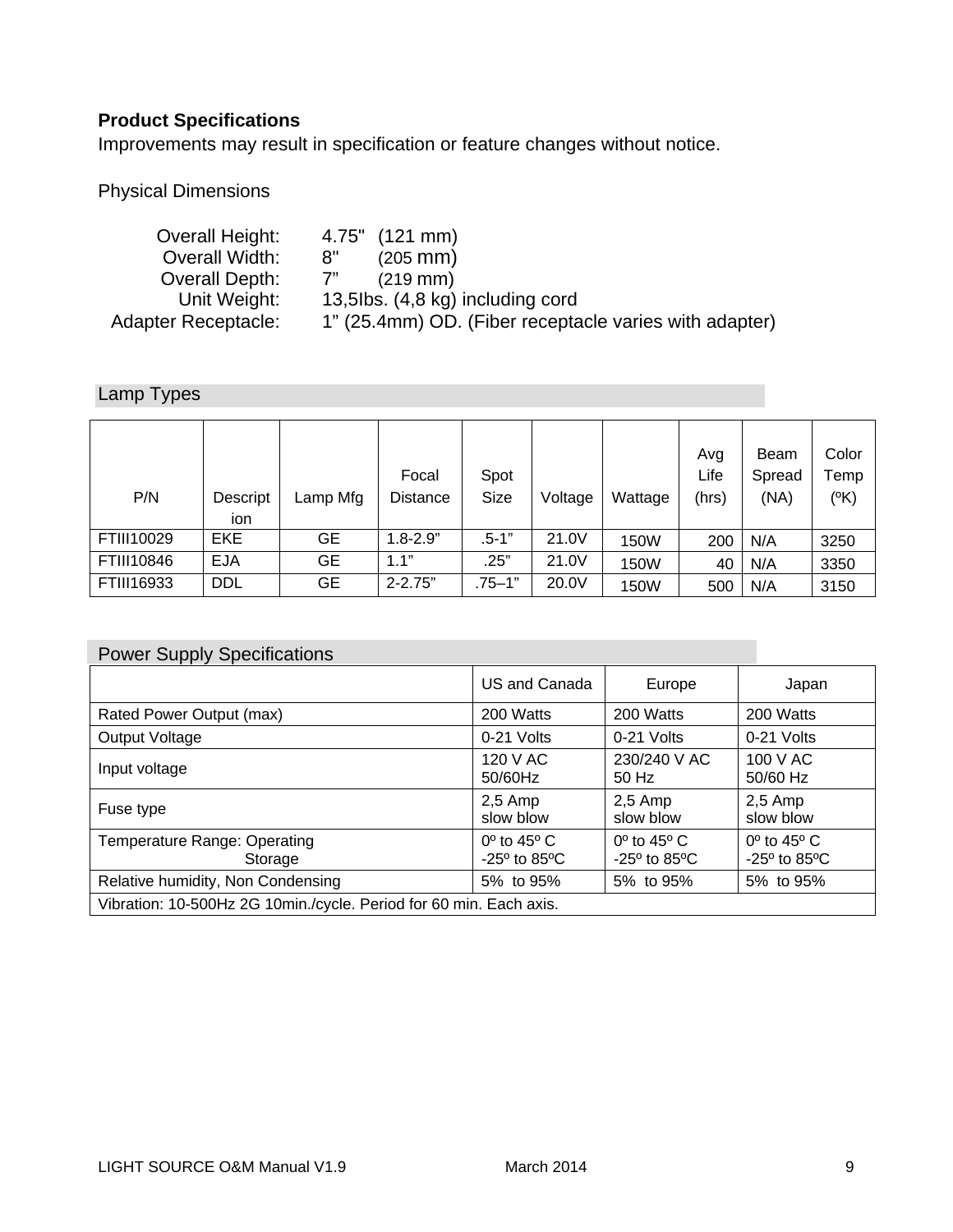**Product Specifications**

Improvements may result in specification or feature changes without notice.

Physical Dimensions

| | |
|---|---|
| Overall Height: | 4.75" (121 mm) |
| Overall Width: | 8" (205 mm) |
| Overall Depth: | 7" (219 mm) |
| Unit Weight: | 13,5lbs. (4,8 kg) including cord |
| Adapter Receptacle: | 1" (25.4mm) OD. (Fiber receptacle varies with adapter) |

Lamp Types

| P/N | Description | Lamp Mfg | Focal Distance | Spot Size | Voltage | Wattage | Avg Life (hrs) | Beam Spread (NA) | Color Temp (ºK) |
|---|---|---|---|---|---|---|---|---|---|
| FTIII10029 | EKE | GE | 1.8-2.9" | .5-1" | 21.0V | 150W | 200 | N/A | 3250 |
| FTIII10846 | EJA | GE | 1.1" | .25" | 21.0V | 150W | 40 | N/A | 3350 |
| FTIII16933 | DDL | GE | 2-2.75" | .75–1" | 20.0V | 150W | 500 | N/A | 3150 |

Power Supply Specifications

| | US and Canada | Europe | Japan |
|---|---|---|---|
| Rated Power Output (max) | 200 Watts | 200 Watts | 200 Watts |
| Output Voltage | 0-21 Volts | 0-21 Volts | 0-21 Volts |
| Input voltage | 120 V AC 50/60Hz | 230/240 V AC 50 Hz | 100 V AC 50/60 Hz |
| Fuse type | 2,5 Amp slow blow | 2,5 Amp slow blow | 2,5 Amp slow blow |
| Temperature Range: Operating / Storage | 0º to 45º C / -25º to 85ºC | 0º to 45º C / -25º to 85ºC | 0º to 45º C / -25º to 85ºC |
| Relative humidity, Non Condensing | 5% to 95% | 5% to 95% | 5% to 95% |
| Vibration: 10-500Hz 2G 10min./cycle. Period for 60 min. Each axis. | | | |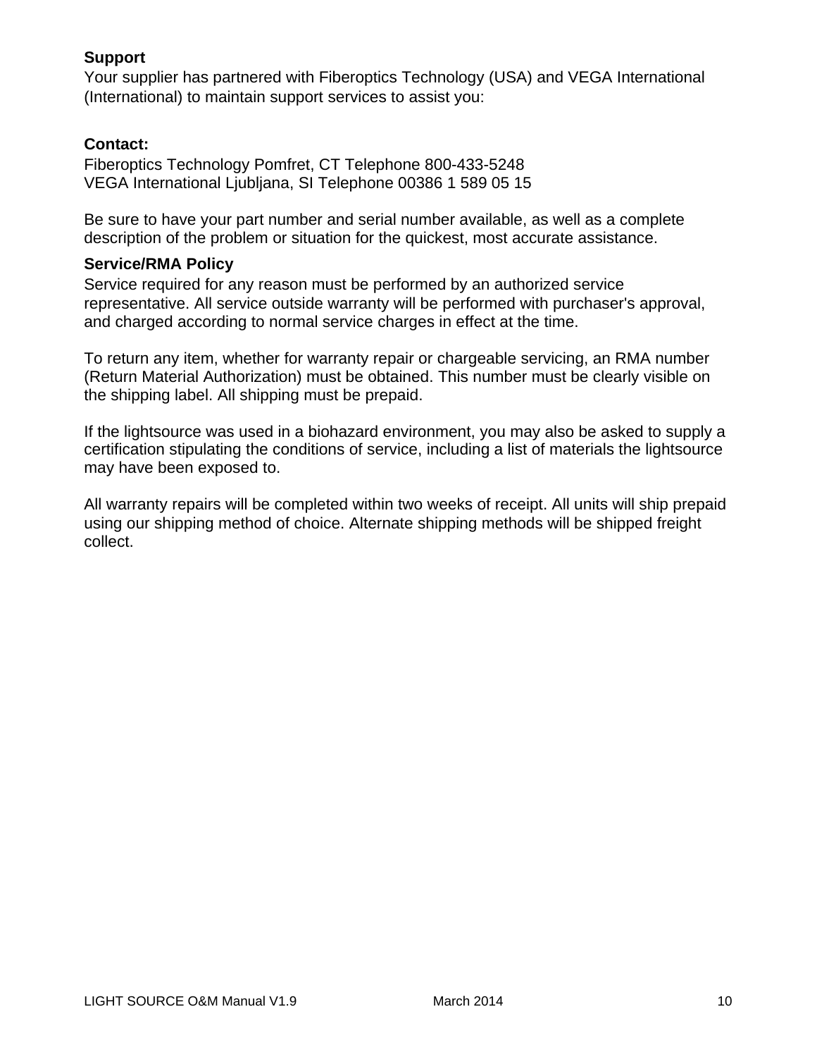## Support

Your supplier has partnered with Fiberoptics Technology (USA) and VEGA International (International) to maintain support services to assist you:

**Contact:**

Fiberoptics Technology Pomfret, CT Telephone 800-433-5248
VEGA International Ljubljana, SI Telephone 00386 1 589 05 15

Be sure to have your part number and serial number available, as well as a complete description of the problem or situation for the quickest, most accurate assistance.

## Service/RMA Policy

Service required for any reason must be performed by an authorized service representative. All service outside warranty will be performed with purchaser's approval, and charged according to normal service charges in effect at the time.

To return any item, whether for warranty repair or chargeable servicing, an RMA number (Return Material Authorization) must be obtained. This number must be clearly visible on the shipping label. All shipping must be prepaid.

If the lightsource was used in a biohazard environment, you may also be asked to supply a certification stipulating the conditions of service, including a list of materials the lightsource may have been exposed to.

All warranty repairs will be completed within two weeks of receipt. All units will ship prepaid using our shipping method of choice. Alternate shipping methods will be shipped freight collect.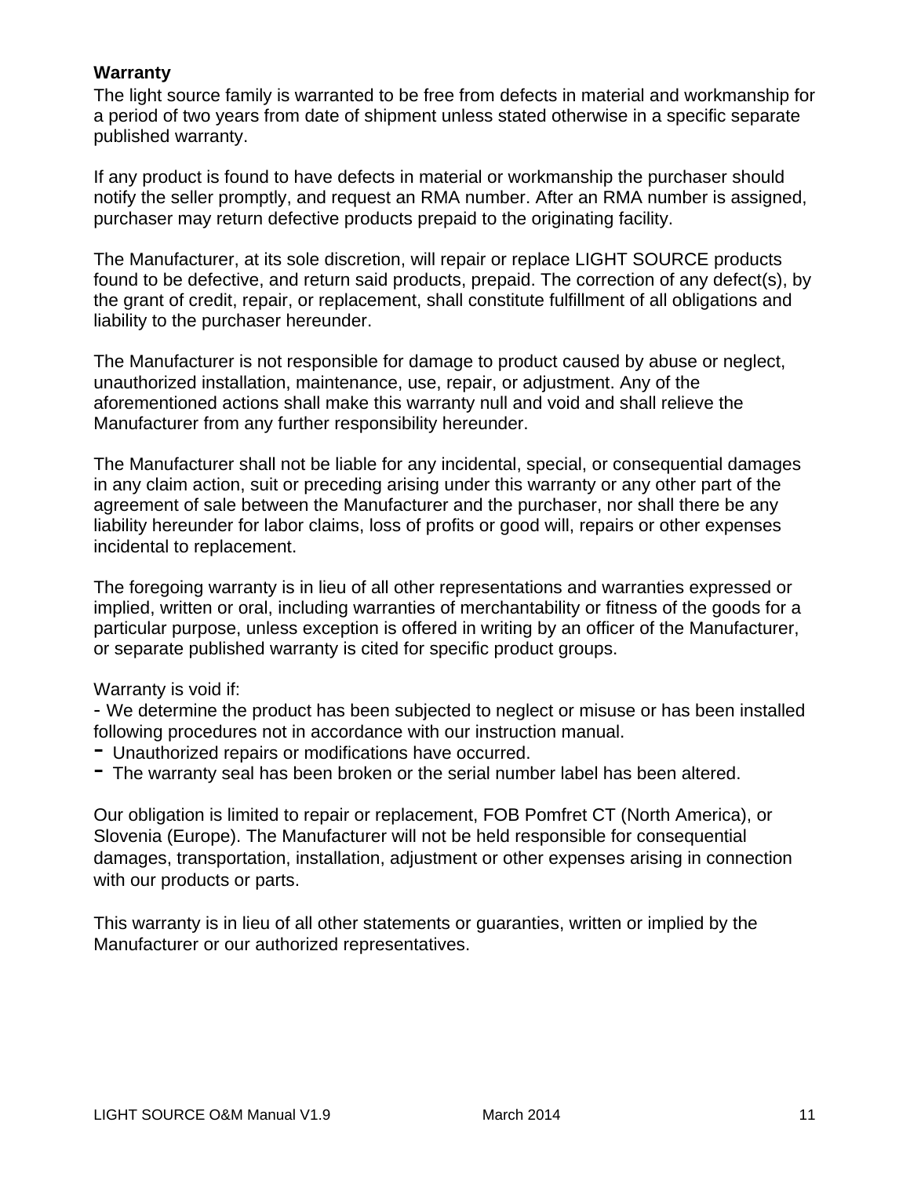**Warranty**

The light source family is warranted to be free from defects in material and workmanship for a period of two years from date of shipment unless stated otherwise in a specific separate published warranty.

If any product is found to have defects in material or workmanship the purchaser should notify the seller promptly, and request an RMA number. After an RMA number is assigned, purchaser may return defective products prepaid to the originating facility.

The Manufacturer, at its sole discretion, will repair or replace LIGHT SOURCE products found to be defective, and return said products, prepaid. The correction of any defect(s), by the grant of credit, repair, or replacement, shall constitute fulfillment of all obligations and liability to the purchaser hereunder.

The Manufacturer is not responsible for damage to product caused by abuse or neglect, unauthorized installation, maintenance, use, repair, or adjustment. Any of the aforementioned actions shall make this warranty null and void and shall relieve the Manufacturer from any further responsibility hereunder.

The Manufacturer shall not be liable for any incidental, special, or consequential damages in any claim action, suit or preceding arising under this warranty or any other part of the agreement of sale between the Manufacturer and the purchaser, nor shall there be any liability hereunder for labor claims, loss of profits or good will, repairs or other expenses incidental to replacement.

The foregoing warranty is in lieu of all other representations and warranties expressed or implied, written or oral, including warranties of merchantability or fitness of the goods for a particular purpose, unless exception is offered in writing by an officer of the Manufacturer, or separate published warranty is cited for specific product groups.

Warranty is void if:

- We determine the product has been subjected to neglect or misuse or has been installed following procedures not in accordance with our instruction manual.
- Unauthorized repairs or modifications have occurred.
- The warranty seal has been broken or the serial number label has been altered.

Our obligation is limited to repair or replacement, FOB Pomfret CT (North America), or Slovenia (Europe). The Manufacturer will not be held responsible for consequential damages, transportation, installation, adjustment or other expenses arising in connection with our products or parts.

This warranty is in lieu of all other statements or guaranties, written or implied by the Manufacturer or our authorized representatives.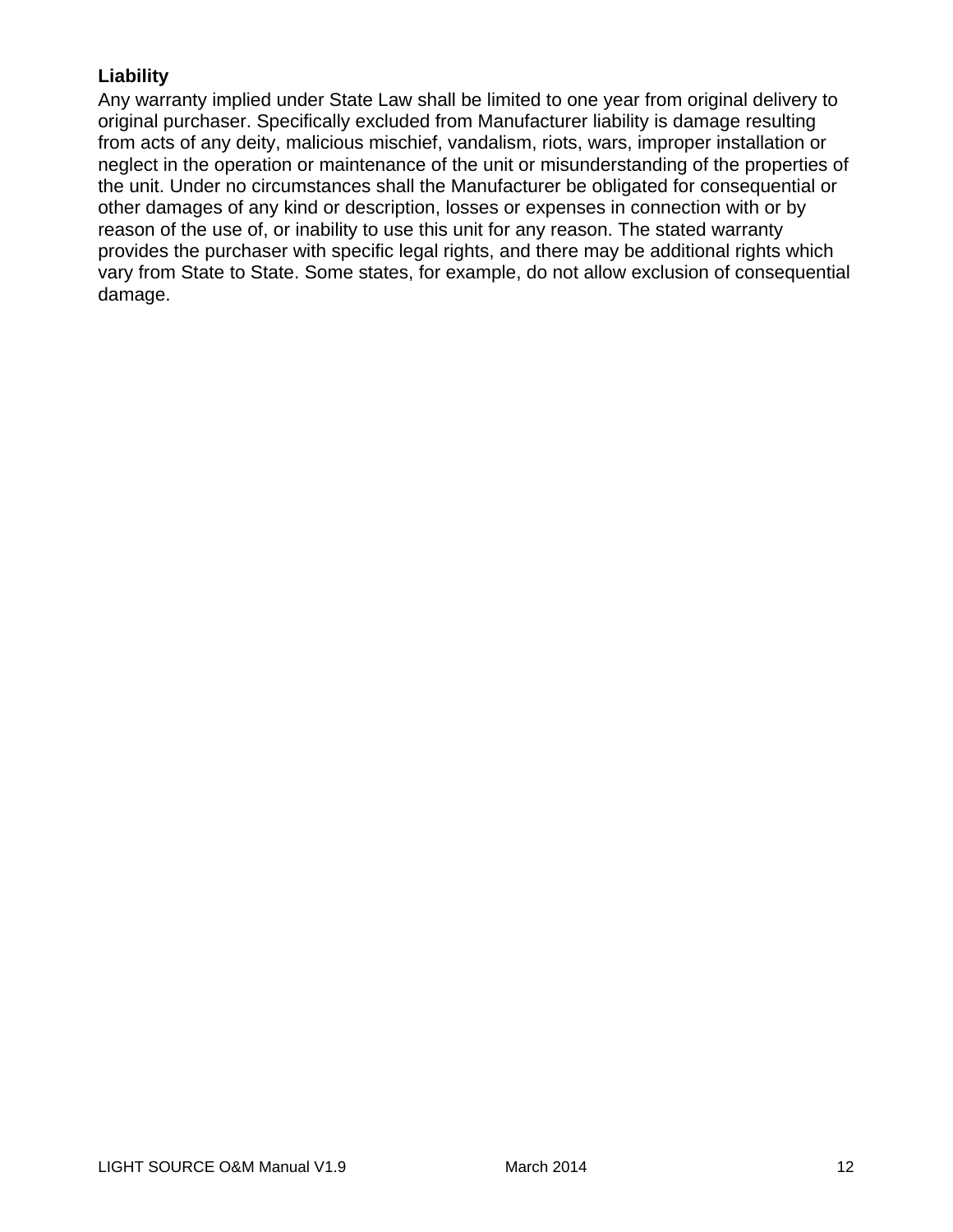**Liability**

Any warranty implied under State Law shall be limited to one year from original delivery to original purchaser. Specifically excluded from Manufacturer liability is damage resulting from acts of any deity, malicious mischief, vandalism, riots, wars, improper installation or neglect in the operation or maintenance of the unit or misunderstanding of the properties of the unit. Under no circumstances shall the Manufacturer be obligated for consequential or other damages of any kind or description, losses or expenses in connection with or by reason of the use of, or inability to use this unit for any reason. The stated warranty provides the purchaser with specific legal rights, and there may be additional rights which vary from State to State. Some states, for example, do not allow exclusion of consequential damage.